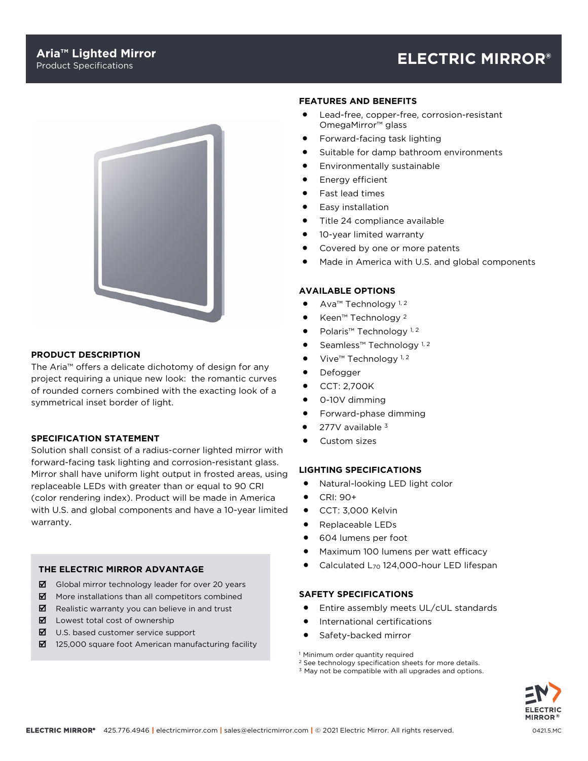# Aria™ Lighted Mirror

Product Specifications

**ELECTRIC MIRROR®**

## PRODUCT DESCRIPTION

The Aria™ offers a delicate dichotomy of design for any project requiring a unique new look: the romantic curves of rounded corners combined with the exacting look of a symmetrical inset border of light.

## SPECIFICATION STATEMENT

Solution shall consist of a radius-corner lighted mirror with forward-facing task lighting and corrosion-resistant glass. Mirror shall have uniform light output in frosted areas, using replaceable LEDs with greater than or equal to 90 CRI (color rendering index). Product will be made in America with U.S. and global components and have a 10-year limited warranty.

## THE ELECTRIC MIRROR ADVANTAGE

- ☑ Global mirror technology leader for over 20 years
- ☑ More installations than all competitors combined
- ☑ Realistic warranty you can believe in and trust
- ☑ Lowest total cost of ownership
- ☑ U.S. based customer service support
- ☑ 125,000 square foot American manufacturing facility

## FEATURES AND BENEFITS

- Lead-free, copper-free, corrosion-resistant OmegaMirror™ glass
- Forward-facing task lighting
- Suitable for damp bathroom environments
- Environmentally sustainable
- Energy efficient
- Fast lead times
- Easy installation
- Title 24 compliance available
- 10-year limited warranty
- Covered by one or more patents
- Made in America with U.S. and global components

## AVAILABLE OPTIONS

- Ava™ Technology [1, 2]
- Keen™ Technology [2]
- Polaris™ Technology [1, 2]
- Seamless™ Technology [1, 2]
- Vive™ Technology [1, 2]
- Defogger
- CCT: 2,700K
- 0-10V dimming
- Forward-phase dimming
- 277V available [3]
- Custom sizes

## LIGHTING SPECIFICATIONS

- Natural-looking LED light color
- CRI: 90+
- CCT: 3,000 Kelvin
- Replaceable LEDs
- 604 lumens per foot
- Maximum 100 lumens per watt efficacy
- Calculated $L_{70}$ 124,000-hour LED lifespan

## SAFETY SPECIFICATIONS

- Entire assembly meets UL/cUL standards
- International certifications
- Safety-backed mirror

[1] Minimum order quantity required
[2] See technology specification sheets for more details.
[3] May not be compatible with all upgrades and options.

ELECTRIC MIRROR® 425.776.4946 | electricmirror.com | sales@electricmirror.com | © 2021 Electric Mirror. All rights reserved.

0421.5.MC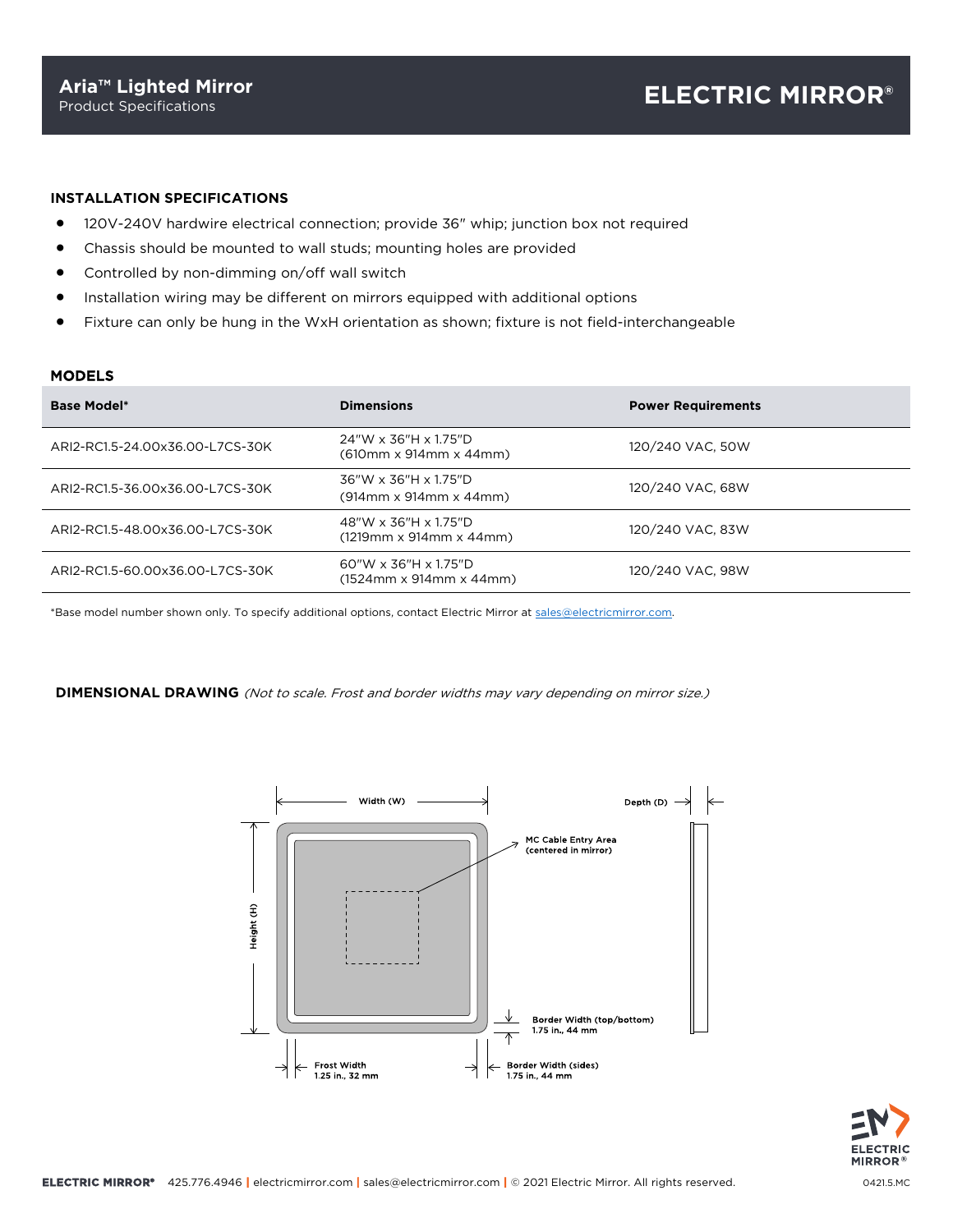# Aria™ Lighted Mirror

Product Specifications

**ELECTRIC MIRROR®**

## INSTALLATION SPECIFICATIONS

- 120V-240V hardwire electrical connection; provide 36" whip; junction box not required
- Chassis should be mounted to wall studs; mounting holes are provided
- Controlled by non-dimming on/off wall switch
- Installation wiring may be different on mirrors equipped with additional options
- Fixture can only be hung in the WxH orientation as shown; fixture is not field-interchangeable

## MODELS

| Base Model* | Dimensions | Power Requirements |
| --- | --- | --- |
| ARI2-RC1.5-24.00x36.00-L7CS-30K | 24"W x 36"H x 1.75"D (610mm x 914mm x 44mm) | 120/240 VAC, 50W |
| ARI2-RC1.5-36.00x36.00-L7CS-30K | 36"W x 36"H x 1.75"D (914mm x 914mm x 44mm) | 120/240 VAC, 68W |
| ARI2-RC1.5-48.00x36.00-L7CS-30K | 48"W x 36"H x 1.75"D (1219mm x 914mm x 44mm) | 120/240 VAC, 83W |
| ARI2-RC1.5-60.00x36.00-L7CS-30K | 60"W x 36"H x 1.75"D (1524mm x 914mm x 44mm) | 120/240 VAC, 98W |

*Base model number shown only. To specify additional options, contact Electric Mirror at sales@electricmirror.com.

## DIMENSIONAL DRAWING *(Not to scale. Frost and border widths may vary depending on mirror size.)*

Width (W)

Depth (D)

Height (H)

MC Cable Entry Area (centered in mirror)

Border Width (top/bottom) 1.75 in., 44 mm

Frost Width 1.25 in., 32 mm

Border Width (sides) 1.75 in., 44 mm

ELECTRIC MIRROR® 425.776.4946 | electricmirror.com | sales@electricmirror.com | © 2021 Electric Mirror. All rights reserved.

0421.5.MC